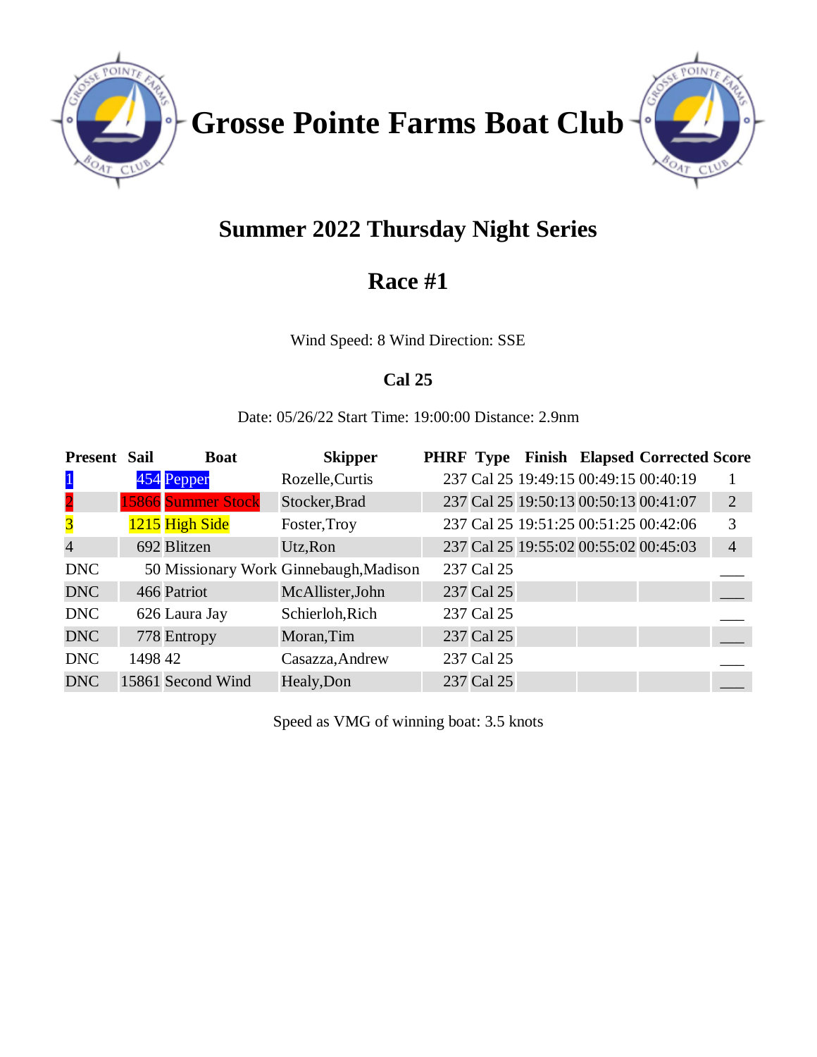# Grosse Pointe Farms Boat Club

## Summer 2022 Thursday Night Series

## Race #1

Wind Speed: 8 Wind Direction: SSE

### Cal 25

Date: 05/26/22 Start Time: 19:00:00 Distance: 2.9nm

| Present | Sail | Boat | Skipper | PHRF | Type | Finish | Elapsed | Corrected | Score |
|---|---|---|---|---|---|---|---|---|---|
| 1 | 454 | Pepper | Rozelle,Curtis | 237 | Cal 25 | 19:49:15 | 00:49:15 | 00:40:19 | 1 |
| 2 | 15866 | Summer Stock | Stocker,Brad | 237 | Cal 25 | 19:50:13 | 00:50:13 | 00:41:07 | 2 |
| 3 | 1215 | High Side | Foster,Troy | 237 | Cal 25 | 19:51:25 | 00:51:25 | 00:42:06 | 3 |
| 4 | 692 | Blitzen | Utz,Ron | 237 | Cal 25 | 19:55:02 | 00:55:02 | 00:45:03 | 4 |
| DNC | 50 | Missionary Work | Ginnebaugh,Madison | 237 | Cal 25 | | | | ___ |
| DNC | 466 | Patriot | McAllister,John | 237 | Cal 25 | | | | ___ |
| DNC | 626 | Laura Jay | Schierloh,Rich | 237 | Cal 25 | | | | ___ |
| DNC | 778 | Entropy | Moran,Tim | 237 | Cal 25 | | | | ___ |
| DNC | 1498 | 42 | Casazza,Andrew | 237 | Cal 25 | | | | ___ |
| DNC | 15861 | Second Wind | Healy,Don | 237 | Cal 25 | | | | ___ |

Speed as VMG of winning boat: 3.5 knots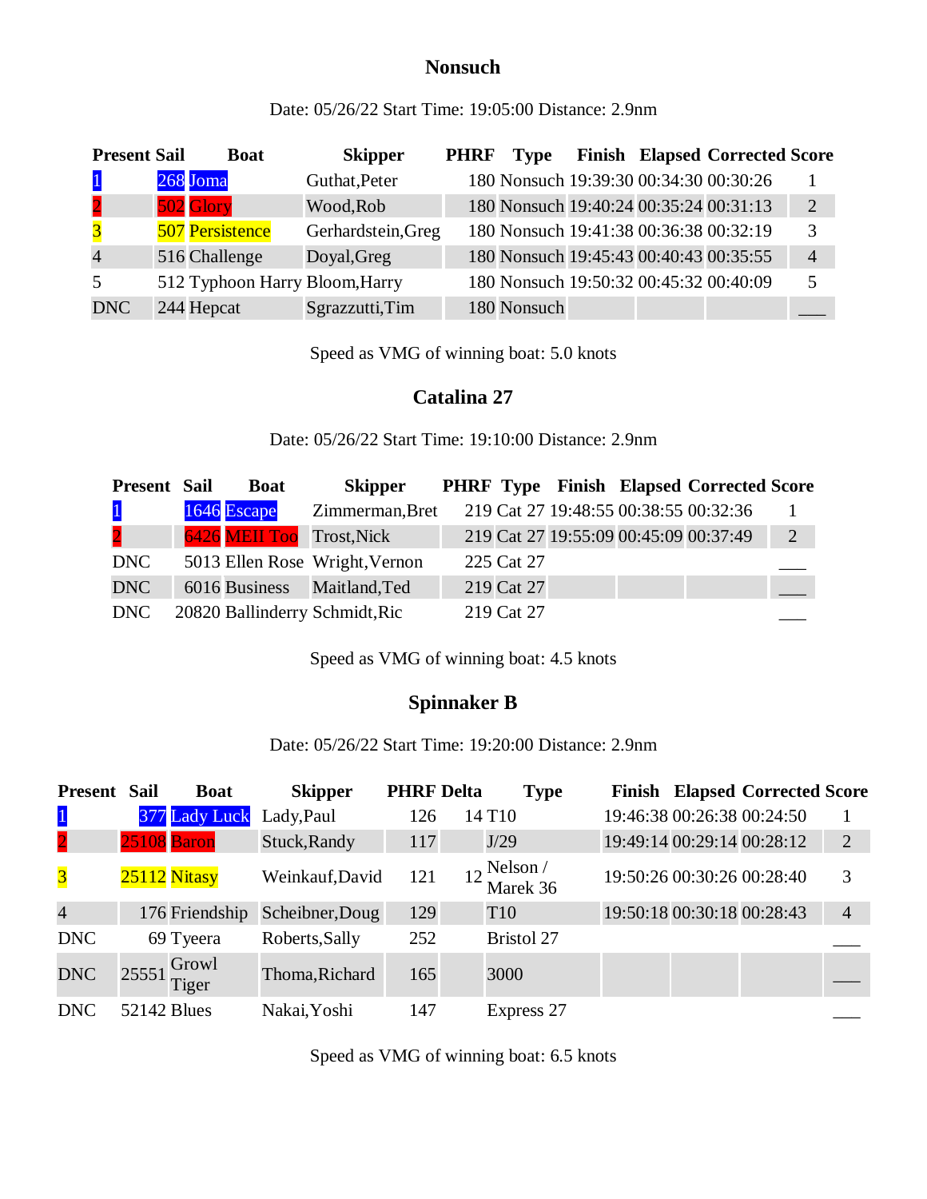## Nonsuch

Date: 05/26/22 Start Time: 19:05:00 Distance: 2.9nm

| Present | Sail | Boat | Skipper | PHRF | Type | Finish | Elapsed | Corrected | Score |
|---|---|---|---|---|---|---|---|---|---|
| 1 | 268 | Joma | Guthat,Peter | 180 | Nonsuch | 19:39:30 | 00:34:30 | 00:30:26 | 1 |
| 2 | 502 | Glory | Wood,Rob | 180 | Nonsuch | 19:40:24 | 00:35:24 | 00:31:13 | 2 |
| 3 | 507 | Persistence | Gerhardstein,Greg | 180 | Nonsuch | 19:41:38 | 00:36:38 | 00:32:19 | 3 |
| 4 | 516 | Challenge | Doyal,Greg | 180 | Nonsuch | 19:45:43 | 00:40:43 | 00:35:55 | 4 |
| 5 | 512 | Typhoon Harry | Bloom,Harry | 180 | Nonsuch | 19:50:32 | 00:45:32 | 00:40:09 | 5 |
| DNC | 244 | Hepcat | Sgrazzutti,Tim | 180 | Nonsuch | | | | ___ |

Speed as VMG of winning boat: 5.0 knots

## Catalina 27

Date: 05/26/22 Start Time: 19:10:00 Distance: 2.9nm

| Present | Sail | Boat | Skipper | PHRF | Type | Finish | Elapsed | Corrected | Score |
|---|---|---|---|---|---|---|---|---|---|
| 1 | 1646 | Escape | Zimmerman,Bret | 219 | Cat 27 | 19:48:55 | 00:38:55 | 00:32:36 | 1 |
| 2 | 6426 | MEII Too | Trost,Nick | 219 | Cat 27 | 19:55:09 | 00:45:09 | 00:37:49 | 2 |
| DNC | 5013 | Ellen Rose | Wright,Vernon | 225 | Cat 27 | | | | ___ |
| DNC | 6016 | Business | Maitland,Ted | 219 | Cat 27 | | | | ___ |
| DNC | 20820 | Ballinderry | Schmidt,Ric | 219 | Cat 27 | | | | ___ |

Speed as VMG of winning boat: 4.5 knots

## Spinnaker B

Date: 05/26/22 Start Time: 19:20:00 Distance: 2.9nm

| Present | Sail | Boat | Skipper | PHRF | Delta | Type | Finish | Elapsed | Corrected | Score |
|---|---|---|---|---|---|---|---|---|---|---|
| 1 | 377 | Lady Luck | Lady,Paul | 126 | 14 | T10 | 19:46:38 | 00:26:38 | 00:24:50 | 1 |
| 2 | 25108 | Baron | Stuck,Randy | 117 | | J/29 | 19:49:14 | 00:29:14 | 00:28:12 | 2 |
| 3 | 25112 | Nitasy | Weinkauf,David | 121 | 12 | Nelson / Marek 36 | 19:50:26 | 00:30:26 | 00:28:40 | 3 |
| 4 | 176 | Friendship | Scheibner,Doug | 129 | | T10 | 19:50:18 | 00:30:18 | 00:28:43 | 4 |
| DNC | 69 | Tyeera | Roberts,Sally | 252 | | Bristol 27 | | | | ___ |
| DNC | 25551 | Growl Tiger | Thoma,Richard | 165 | | 3000 | | | | ___ |
| DNC | 52142 | Blues | Nakai,Yoshi | 147 | | Express 27 | | | | ___ |

Speed as VMG of winning boat: 6.5 knots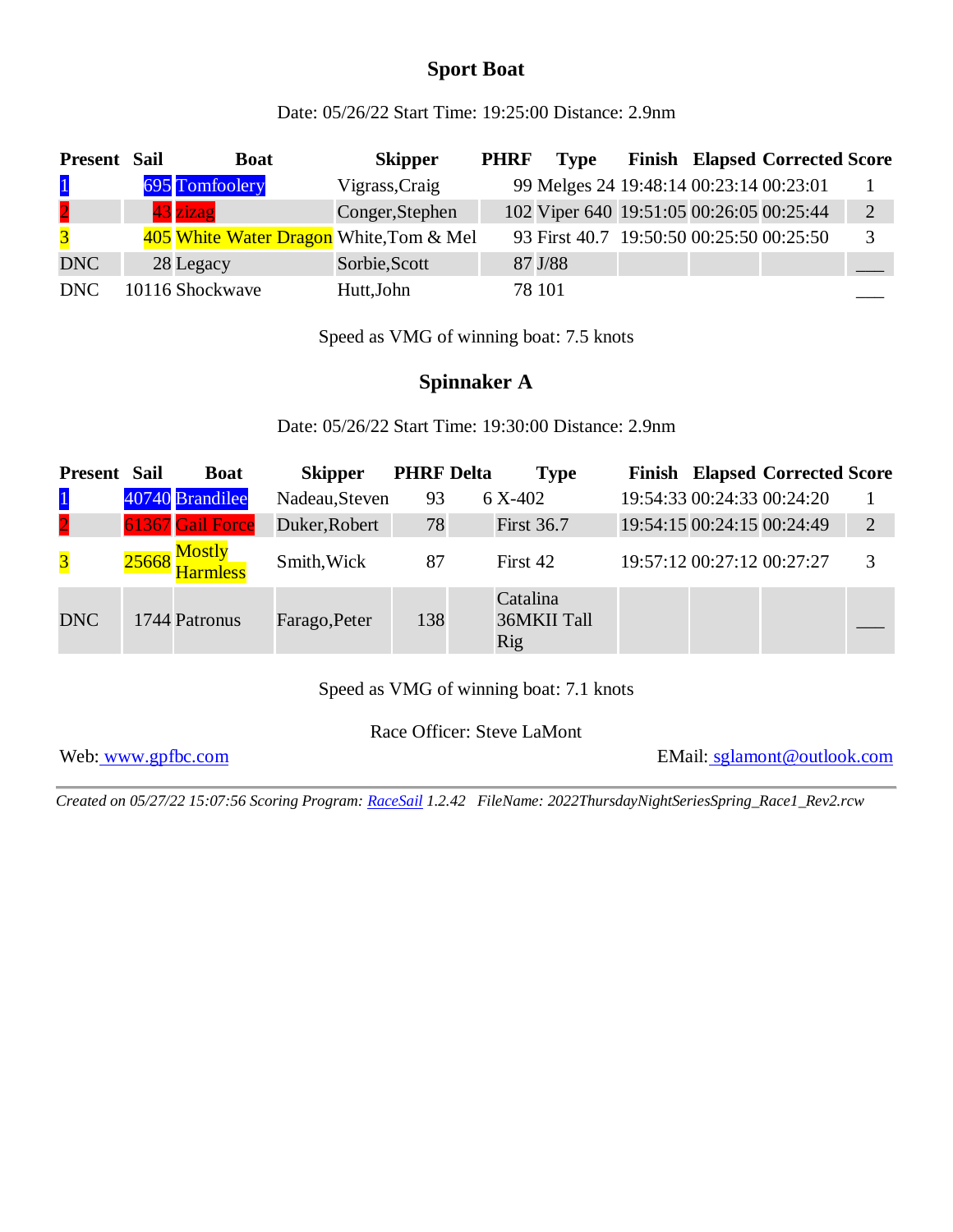## Sport Boat

Date: 05/26/22 Start Time: 19:25:00 Distance: 2.9nm

| Present | Sail | Boat | Skipper | PHRF | Type | Finish | Elapsed | Corrected | Score |
|---|---|---|---|---|---|---|---|---|---|
| 1 | 695 | Tomfoolery | Vigrass,Craig | 99 | Melges 24 | 19:48:14 | 00:23:14 | 00:23:01 | 1 |
| 2 | 43 | zizag | Conger,Stephen | 102 | Viper 640 | 19:51:05 | 00:26:05 | 00:25:44 | 2 |
| 3 | 405 | White Water Dragon | White,Tom & Mel | 93 | First 40.7 | 19:50:50 | 00:25:50 | 00:25:50 | 3 |
| DNC | 28 | Legacy | Sorbie,Scott | 87 | J/88 | | | | ___ |
| DNC | 10116 | Shockwave | Hutt,John | 78 | 101 | | | | ___ |

Speed as VMG of winning boat: 7.5 knots

## Spinnaker A

Date: 05/26/22 Start Time: 19:30:00 Distance: 2.9nm

| Present | Sail | Boat | Skipper | PHRF | Delta | Type | Finish | Elapsed | Corrected | Score |
|---|---|---|---|---|---|---|---|---|---|---|
| 1 | 40740 | Brandilee | Nadeau,Steven | 93 | 6 | X-402 | 19:54:33 | 00:24:33 | 00:24:20 | 1 |
| 2 | 61367 | Gail Force | Duker,Robert | 78 | | First 36.7 | 19:54:15 | 00:24:15 | 00:24:49 | 2 |
| 3 | 25668 | Mostly Harmless | Smith,Wick | 87 | | First 42 | 19:57:12 | 00:27:12 | 00:27:27 | 3 |
| DNC | 1744 | Patronus | Farago,Peter | 138 | | Catalina 36MKII Tall Rig | | | | ___ |

Speed as VMG of winning boat: 7.1 knots

Race Officer: Steve LaMont

Web: www.gpfbc.com

EMail: sglamont@outlook.com

*Created on 05/27/22 15:07:56 Scoring Program: RaceSail 1.2.42 FileName: 2022ThursdayNightSeriesSpring_Race1_Rev2.rcw*